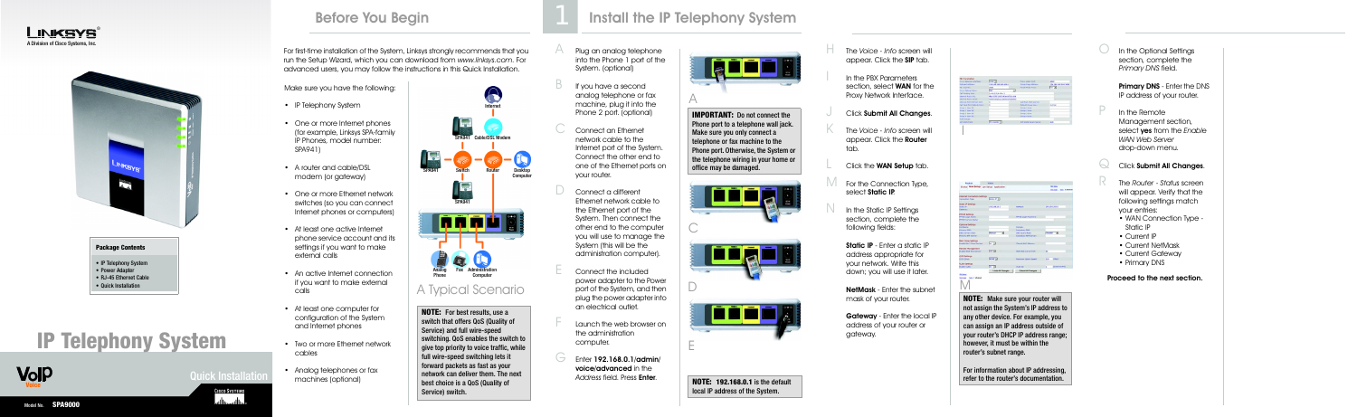# IP Telephony System

Quick Installation

Model No. **SPA9000**

### Package Contents

- IP Telephony System
- Power Adapter
- RJ-45 Ethernet Cable
- Quick Installation

## Before You Begin

For first-time installation of the System, Linksys strongly recommends that you run the Setup Wizard, which you can download from *www.linksys.com*. For advanced users, you may follow the instructions in this Quick Installation.

Make sure you have the following:

- IP Telephony System
- One or more Internet phones (for example, Linksys SPA-family IP Phones, model number: SPA941)
- A router and cable/DSL modem (or gateway)
- One or more Ethernet network switches (so you can connect Internet phones or computers)
- At least one active Internet phone service account and its settings if you want to make external calls
- An active Internet connection if you want to make external calls
- At least one computer for configuration of the System and Internet phones
- Two or more Ethernet network cables
- Analog telephones or fax machines (optional)

A Typical Scenario

**NOTE: For best results, use a switch that offers QoS (Quality of Service) and full wire-speed switching. QoS enables the switch to give top priority to voice traffic, while full wire-speed switching lets it forward packets as fast as your network can deliver them. The next best choice is a QoS (Quality of Service) switch.**

## 1 Install the IP Telephony System

A. Plug an analog telephone into the Phone 1 port of the System. (optional)

B. If you have a second analog telephone or fax machine, plug it into the Phone 2 port. (optional)

C. Connect an Ethernet network cable to the Internet port of the System. Connect the other end to one of the Ethernet ports on your router.

D. Connect a different Ethernet network cable to the Ethernet port of the System. Then connect the other end to the computer you will use to manage the System (this will be the administration computer).

E. Connect the included power adapter to the Power port of the System, and then plug the power adapter into an electrical outlet.

F. Launch the web browser on the administration computer.

G. Enter **192.168.0.1/admin/voice/advanced** in the *Address* field. Press **Enter**.

**IMPORTANT: Do not connect the Phone port to a telephone wall jack. Make sure you only connect a telephone or fax machine to the Phone port. Otherwise, the System or the telephone wiring in your home or office may be damaged.**

**NOTE: 192.168.0.1 is the default local IP address of the System.**

H. The *Voice - Info* screen will appear. Click the **SIP** tab.

I. In the PBX Parameters section, select **WAN** for the Proxy Network Interface.

J. Click **Submit All Changes**.

K. The *Voice - Info* screen will appear. Click the **Router** tab.

L. Click the **WAN Setup** tab.

M. For the Connection Type, select **Static IP**.

N. In the Static IP Settings section, complete the following fields:

**Static IP** - Enter a static IP address appropriate for your network. Write this down; you will use it later.

**NetMask** - Enter the subnet mask of your router.

**Gateway** - Enter the local IP address of your router or gateway.

**NOTE: Make sure your router will not assign the System's IP address to any other device. For example, you can assign an IP address outside of your router's DHCP IP address range; however, it must be within the router's subnet range.**

**For information about IP addressing, refer to the router's documentation.**

O. In the Optional Settings section, complete the *Primary DNS* field.

**Primary DNS** - Enter the DNS IP address of your router.

P. In the Remote Management section, select **yes** from the *Enable WAN Web Server* drop-down menu.

Q. Click **Submit All Changes**.

R. The *Router - Status* screen will appear. Verify that the following settings match your entries:

- WAN Connection Type - Static IP
- Current IP
- Current NetMask
- Current Gateway
- Primary DNS

**Proceed to the next section.**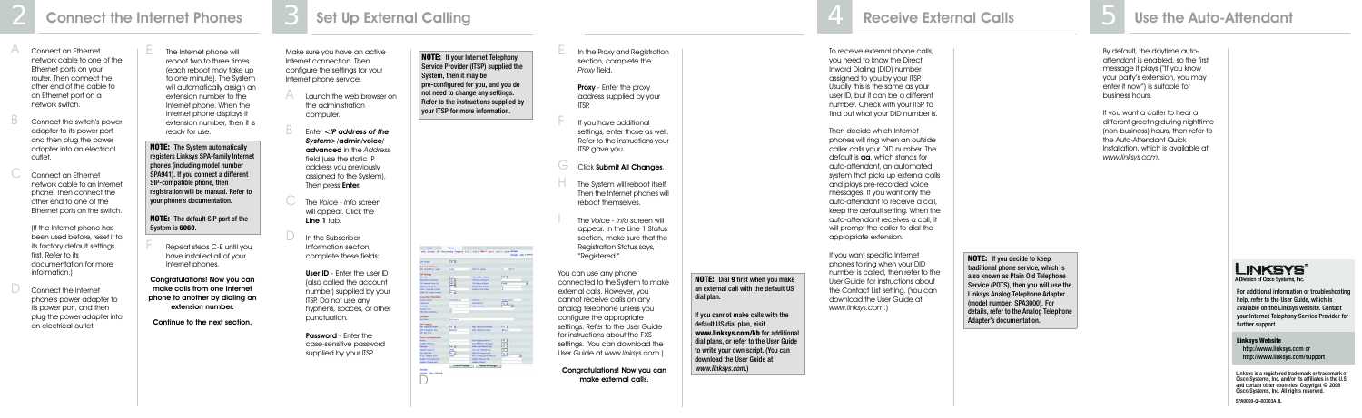## 2 Connect the Internet Phones

A. Connect an Ethernet network cable to one of the Ethernet ports on your router. Then connect the other end of the cable to an Ethernet port on a network switch.

B. Connect the switch's power adapter to its power port, and then plug the power adapter into an electrical outlet.

C. Connect an Ethernet network cable to an Internet phone. Then connect the other end to one of the Ethernet ports on the switch.

(If the Internet phone has been used before, reset it to its factory default settings first. Refer to its documentation for more information.)

D. Connect the Internet phone's power adapter to its power port, and then plug the power adapter into an electrical outlet.

E. The Internet phone will reboot two to three times (each reboot may take up to one minute). The System will automatically assign an extension number to the Internet phone. When the Internet phone displays it extension number, then it is ready for use.

**NOTE: The System automatically registers Linksys SPA-family Internet phones (including model number SPA941). If you connect a different SIP-compatible phone, then registration will be manual. Refer to your phone's documentation.**

**NOTE: The default SIP port of the System is 6060.**

F. Repeat steps C-E until you have installed all of your Internet phones.

**Congratulations! Now you can make calls from one Internet phone to another by dialing an extension number.**

**Continue to the next section.**

## 3 Set Up External Calling

Make sure you have an active Internet connection. Then configure the settings for your Internet phone service.

A. Launch the web browser on the administration computer.

B. Enter <***IP address of the System***>/**admin/voice/advanced** in the *Address* field (use the static IP address you previously assigned to the System). Then press **Enter**.

C. The *Voice - Info* screen will appear. Click the **Line 1** tab.

D. In the Subscriber Information section, complete these fields:

**User ID** - Enter the user ID (also called the account number) supplied by your ITSP. Do not use any hyphens, spaces, or other punctuation.

**Password** - Enter the case-sensitive password supplied by your ITSP.

**NOTE: If your Internet Telephony Service Provider (ITSP) supplied the System, then it may be pre-configured for you, and you do not need to change any settings. Refer to the instructions supplied by your ITSP for more information.**

D

E. In the Proxy and Registration section, complete the *Proxy* field.

**Proxy** - Enter the proxy address supplied by your ITSP.

F. If you have additional settings, enter those as well. Refer to the instructions your ITSP gave you.

G. Click **Submit All Changes**.

H. The System will reboot itself. Then the Internet phones will reboot themselves.

I. The *Voice - Info* screen will appear. In the Line 1 Status section, make sure that the Registration Status says, "Registered."

You can use any phone connected to the System to make external calls. However, you cannot receive calls on any analog telephone unless you configure the appropriate settings. Refer to the User Guide for instructions about the FXS settings. (You can download the User Guide at *www.linksys.com*.)

**Congratulations! Now you can make external calls.**

**NOTE: Dial 9 first when you make an external call with the default US dial plan.**

**If you cannot make calls with the default US dial plan, visit www.linksys.com/kb for additional dial plans, or refer to the User Guide to write your own script. (You can download the User Guide at *www.linksys.com*.)**

## 4 Receive External Calls

To receive external phone calls, you need to know the Direct Inward Dialing (DID) number assigned to you by your ITSP. Usually this is the same as your user ID, but it can be a different number. Check with your ITSP to find out what your DID number is.

Then decide which Internet phones will ring when an outside caller calls your DID number. The default is **aa**, which stands for auto-attendant, an automated system that picks up external calls and plays pre-recorded voice messages. If you want only the auto-attendant to receive a call, keep the default setting. When the auto-attendant receives a call, it will prompt the caller to dial the appropriate extension.

If you want specific Internet phones to ring when your DID number is called, then refer to the User Guide for instructions about the Contact List setting. (You can download the User Guide at *www.linksys.com*.)

**NOTE: If you decide to keep traditional phone service, which is also known as Plain Old Telephone Service (POTS), then you will use the Linksys Analog Telephone Adapter (model number: SPA3000). For details, refer to the Analog Telephone Adapter's documentation.**

## 5 Use the Auto-Attendant

By default, the daytime auto-attendant is enabled, so the first message it plays ("If you know your party's extension, you may enter it now") is suitable for business hours.

If you want a caller to hear a different greeting during nighttime (non-business) hours, then refer to the Auto-Attendant Quick Installation, which is available at *www.linksys.com*.

LINKSYS®
A Division of Cisco Systems, Inc.

**For additional information or troubleshooting help, refer to the User Guide, which is available on the Linksys website. Contact your Internet Telephony Service Provider for further support.**

**Linksys Website**
**http://www.linksys.com or http://www.linksys.com/support**

Linksys is a registered trademark or trademark of Cisco Systems, Inc. and/or its affiliates in the U.S. and certain other countries. Copyright © 2006 Cisco Systems, Inc. All rights reserved.

SPA9000-QI-60303A JL